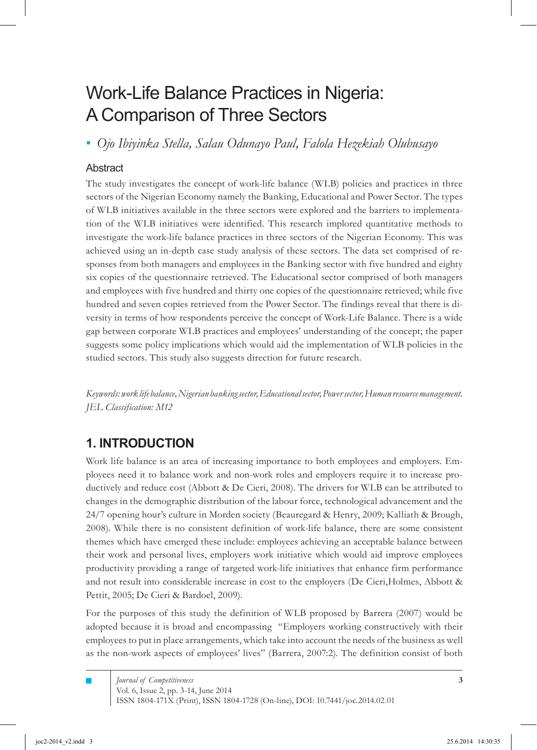# Work-Life Balance Practices in Nigeria: A Comparison of Three Sectors

*Ojo Ibiyinka Stella, Salau Odunayo Paul, Falola Hezekiah Olubusayo*

## Abstract

The study investigates the concept of work-life balance (WLB) policies and practices in three sectors of the Nigerian Economy namely the Banking, Educational and Power Sector. The types of WLB initiatives available in the three sectors were explored and the barriers to implementation of the WLB initiatives were identified. This research implored quantitative methods to investigate the work-life balance practices in three sectors of the Nigerian Economy. This was achieved using an in-depth case study analysis of these sectors. The data set comprised of responses from both managers and employees in the Banking sector with five hundred and eighty six copies of the questionnaire retrieved. The Educational sector comprised of both managers and employees with five hundred and thirty one copies of the questionnaire retrieved; while five hundred and seven copies retrieved from the Power Sector. The findings reveal that there is diversity in terms of how respondents perceive the concept of Work-Life Balance. There is a wide gap between corporate WLB practices and employees' understanding of the concept; the paper suggests some policy implications which would aid the implementation of WLB policies in the studied sectors. This study also suggests direction for future research.

*Keywords: work life balance, Nigerian banking sector, Educational sector, Power sector, Human resource management.*
*JEL Classification: M12*

## 1. INTRODUCTION

Work life balance is an area of increasing importance to both employees and employers. Employees need it to balance work and non-work roles and employers require it to increase productively and reduce cost (Abbott & De Cieri, 2008). The drivers for WLB can be attributed to changes in the demographic distribution of the labour force, technological advancement and the 24/7 opening hour's culture in Morden society (Beauregard & Henry, 2009; Kalliath & Brough, 2008). While there is no consistent definition of work-life balance, there are some consistent themes which have emerged these include: employees achieving an acceptable balance between their work and personal lives, employers work initiative which would aid improve employees productivity providing a range of targeted work-life initiatives that enhance firm performance and not result into considerable increase in cost to the employers (De Cieri,Holmes, Abbott & Pettit, 2005; De Cieri & Bardoel, 2009).

For the purposes of this study the definition of WLB proposed by Barrera (2007) would be adopted because it is broad and encompassing "Employers working constructively with their employees to put in place arrangements, which take into account the needs of the business as well as the non-work aspects of employees' lives" (Barrera, 2007:2). The definition consist of both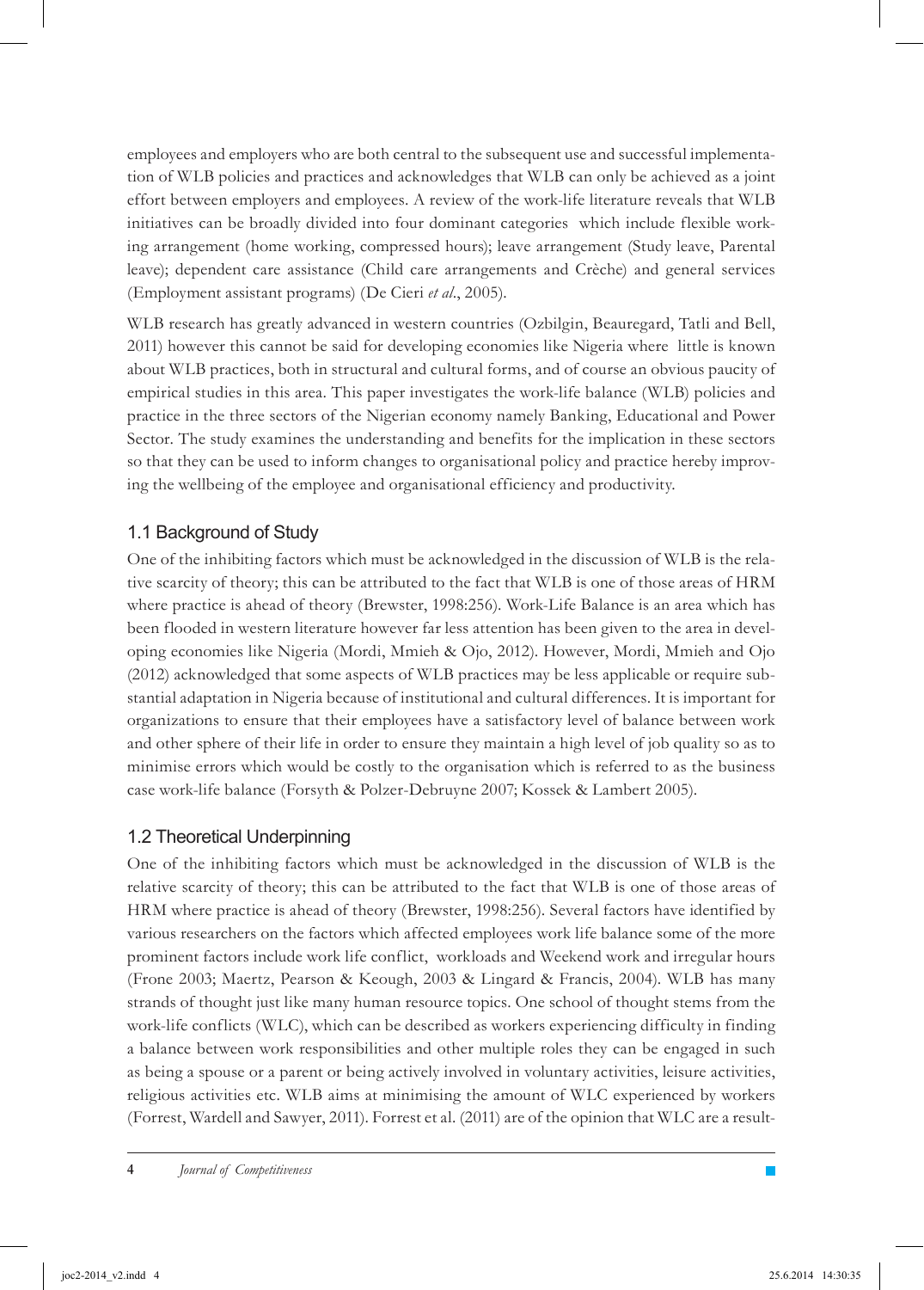employees and employers who are both central to the subsequent use and successful implementation of WLB policies and practices and acknowledges that WLB can only be achieved as a joint effort between employers and employees. A review of the work-life literature reveals that WLB initiatives can be broadly divided into four dominant categories which include flexible working arrangement (home working, compressed hours); leave arrangement (Study leave, Parental leave); dependent care assistance (Child care arrangements and Crèche) and general services (Employment assistant programs) (De Cieri *et al.*, 2005).

WLB research has greatly advanced in western countries (Ozbilgin, Beauregard, Tatli and Bell, 2011) however this cannot be said for developing economies like Nigeria where little is known about WLB practices, both in structural and cultural forms, and of course an obvious paucity of empirical studies in this area. This paper investigates the work-life balance (WLB) policies and practice in the three sectors of the Nigerian economy namely Banking, Educational and Power Sector. The study examines the understanding and benefits for the implication in these sectors so that they can be used to inform changes to organisational policy and practice hereby improving the wellbeing of the employee and organisational efficiency and productivity.

## 1.1 Background of Study

One of the inhibiting factors which must be acknowledged in the discussion of WLB is the relative scarcity of theory; this can be attributed to the fact that WLB is one of those areas of HRM where practice is ahead of theory (Brewster, 1998:256). Work-Life Balance is an area which has been flooded in western literature however far less attention has been given to the area in developing economies like Nigeria (Mordi, Mmieh & Ojo, 2012). However, Mordi, Mmieh and Ojo (2012) acknowledged that some aspects of WLB practices may be less applicable or require substantial adaptation in Nigeria because of institutional and cultural differences. It is important for organizations to ensure that their employees have a satisfactory level of balance between work and other sphere of their life in order to ensure they maintain a high level of job quality so as to minimise errors which would be costly to the organisation which is referred to as the business case work-life balance (Forsyth & Polzer-Debruyne 2007; Kossek & Lambert 2005).

## 1.2 Theoretical Underpinning

One of the inhibiting factors which must be acknowledged in the discussion of WLB is the relative scarcity of theory; this can be attributed to the fact that WLB is one of those areas of HRM where practice is ahead of theory (Brewster, 1998:256). Several factors have identified by various researchers on the factors which affected employees work life balance some of the more prominent factors include work life conflict, workloads and Weekend work and irregular hours (Frone 2003; Maertz, Pearson & Keough, 2003 & Lingard & Francis, 2004). WLB has many strands of thought just like many human resource topics. One school of thought stems from the work-life conflicts (WLC), which can be described as workers experiencing difficulty in finding a balance between work responsibilities and other multiple roles they can be engaged in such as being a spouse or a parent or being actively involved in voluntary activities, leisure activities, religious activities etc. WLB aims at minimising the amount of WLC experienced by workers (Forrest, Wardell and Sawyer, 2011). Forrest et al. (2011) are of the opinion that WLC are a result-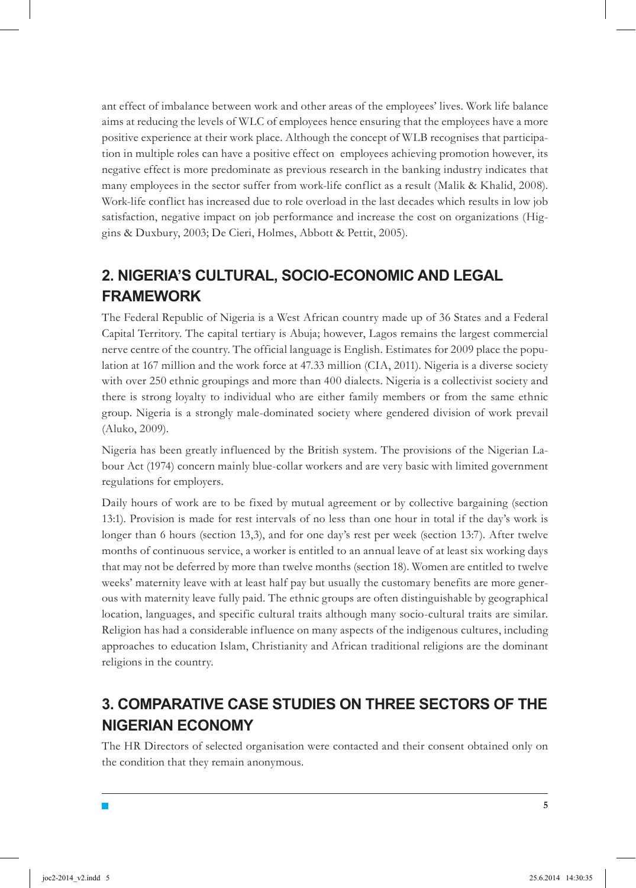ant effect of imbalance between work and other areas of the employees' lives. Work life balance aims at reducing the levels of WLC of employees hence ensuring that the employees have a more positive experience at their work place. Although the concept of WLB recognises that participation in multiple roles can have a positive effect on employees achieving promotion however, its negative effect is more predominate as previous research in the banking industry indicates that many employees in the sector suffer from work-life conflict as a result (Malik & Khalid, 2008). Work-life conflict has increased due to role overload in the last decades which results in low job satisfaction, negative impact on job performance and increase the cost on organizations (Higgins & Duxbury, 2003; De Cieri, Holmes, Abbott & Pettit, 2005).

## 2. NIGERIA'S CULTURAL, SOCIO-ECONOMIC AND LEGAL FRAMEWORK

The Federal Republic of Nigeria is a West African country made up of 36 States and a Federal Capital Territory. The capital tertiary is Abuja; however, Lagos remains the largest commercial nerve centre of the country. The official language is English. Estimates for 2009 place the population at 167 million and the work force at 47.33 million (CIA, 2011). Nigeria is a diverse society with over 250 ethnic groupings and more than 400 dialects. Nigeria is a collectivist society and there is strong loyalty to individual who are either family members or from the same ethnic group. Nigeria is a strongly male-dominated society where gendered division of work prevail (Aluko, 2009).

Nigeria has been greatly influenced by the British system. The provisions of the Nigerian Labour Act (1974) concern mainly blue-collar workers and are very basic with limited government regulations for employers.

Daily hours of work are to be fixed by mutual agreement or by collective bargaining (section 13:1). Provision is made for rest intervals of no less than one hour in total if the day's work is longer than 6 hours (section 13,3), and for one day's rest per week (section 13:7). After twelve months of continuous service, a worker is entitled to an annual leave of at least six working days that may not be deferred by more than twelve months (section 18). Women are entitled to twelve weeks' maternity leave with at least half pay but usually the customary benefits are more generous with maternity leave fully paid. The ethnic groups are often distinguishable by geographical location, languages, and specific cultural traits although many socio-cultural traits are similar. Religion has had a considerable influence on many aspects of the indigenous cultures, including approaches to education Islam, Christianity and African traditional religions are the dominant religions in the country.

## 3. COMPARATIVE CASE STUDIES ON THREE SECTORS OF THE NIGERIAN ECONOMY

The HR Directors of selected organisation were contacted and their consent obtained only on the condition that they remain anonymous.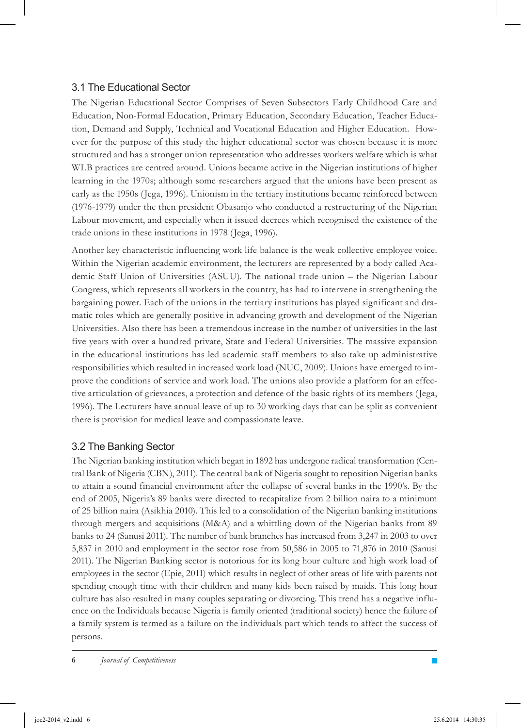## 3.1 The Educational Sector

The Nigerian Educational Sector Comprises of Seven Subsectors Early Childhood Care and Education, Non-Formal Education, Primary Education, Secondary Education, Teacher Education, Demand and Supply, Technical and Vocational Education and Higher Education. However for the purpose of this study the higher educational sector was chosen because it is more structured and has a stronger union representation who addresses workers welfare which is what WLB practices are centred around. Unions became active in the Nigerian institutions of higher learning in the 1970s; although some researchers argued that the unions have been present as early as the 1950s (Jega, 1996). Unionism in the tertiary institutions became reinforced between (1976-1979) under the then president Obasanjo who conducted a restructuring of the Nigerian Labour movement, and especially when it issued decrees which recognised the existence of the trade unions in these institutions in 1978 (Jega, 1996).

Another key characteristic influencing work life balance is the weak collective employee voice. Within the Nigerian academic environment, the lecturers are represented by a body called Academic Staff Union of Universities (ASUU). The national trade union – the Nigerian Labour Congress, which represents all workers in the country, has had to intervene in strengthening the bargaining power. Each of the unions in the tertiary institutions has played significant and dramatic roles which are generally positive in advancing growth and development of the Nigerian Universities. Also there has been a tremendous increase in the number of universities in the last five years with over a hundred private, State and Federal Universities. The massive expansion in the educational institutions has led academic staff members to also take up administrative responsibilities which resulted in increased work load (NUC, 2009). Unions have emerged to improve the conditions of service and work load. The unions also provide a platform for an effective articulation of grievances, a protection and defence of the basic rights of its members (Jega, 1996). The Lecturers have annual leave of up to 30 working days that can be split as convenient there is provision for medical leave and compassionate leave.

## 3.2 The Banking Sector

The Nigerian banking institution which began in 1892 has undergone radical transformation (Central Bank of Nigeria (CBN), 2011). The central bank of Nigeria sought to reposition Nigerian banks to attain a sound financial environment after the collapse of several banks in the 1990's. By the end of 2005, Nigeria's 89 banks were directed to recapitalize from 2 billion naira to a minimum of 25 billion naira (Asikhia 2010). This led to a consolidation of the Nigerian banking institutions through mergers and acquisitions (M&A) and a whittling down of the Nigerian banks from 89 banks to 24 (Sanusi 2011). The number of bank branches has increased from 3,247 in 2003 to over 5,837 in 2010 and employment in the sector rose from 50,586 in 2005 to 71,876 in 2010 (Sanusi 2011). The Nigerian Banking sector is notorious for its long hour culture and high work load of employees in the sector (Epie, 2011) which results in neglect of other areas of life with parents not spending enough time with their children and many kids been raised by maids. This long hour culture has also resulted in many couples separating or divorcing. This trend has a negative influence on the Individuals because Nigeria is family oriented (traditional society) hence the failure of a family system is termed as a failure on the individuals part which tends to affect the success of persons.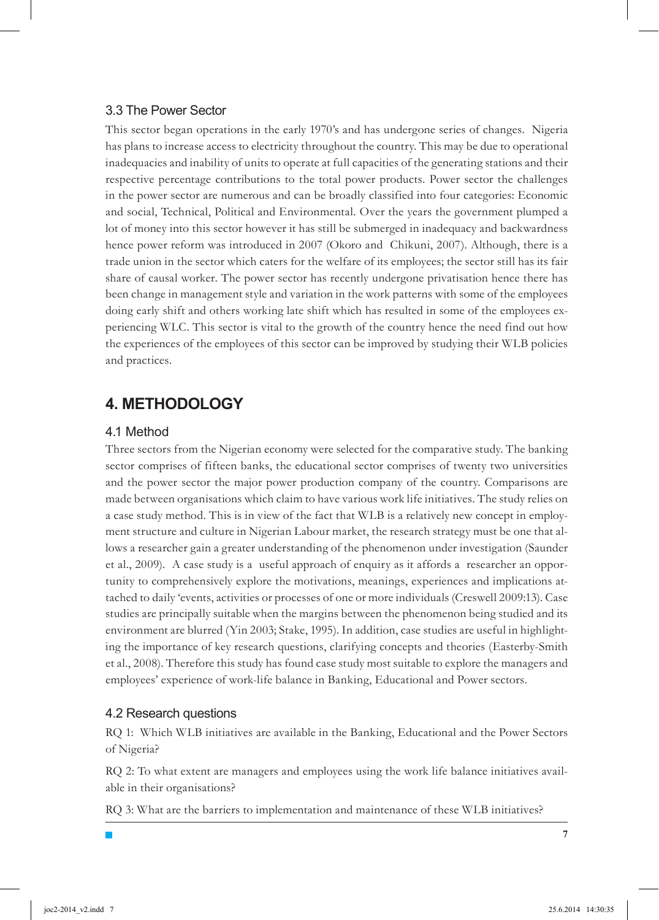### 3.3 The Power Sector

This sector began operations in the early 1970's and has undergone series of changes. Nigeria has plans to increase access to electricity throughout the country. This may be due to operational inadequacies and inability of units to operate at full capacities of the generating stations and their respective percentage contributions to the total power products. Power sector the challenges in the power sector are numerous and can be broadly classified into four categories: Economic and social, Technical, Political and Environmental. Over the years the government plumped a lot of money into this sector however it has still be submerged in inadequacy and backwardness hence power reform was introduced in 2007 (Okoro and Chikuni, 2007). Although, there is a trade union in the sector which caters for the welfare of its employees; the sector still has its fair share of causal worker. The power sector has recently undergone privatisation hence there has been change in management style and variation in the work patterns with some of the employees doing early shift and others working late shift which has resulted in some of the employees experiencing WLC. This sector is vital to the growth of the country hence the need find out how the experiences of the employees of this sector can be improved by studying their WLB policies and practices.

## 4. METHODOLOGY

### 4.1 Method

Three sectors from the Nigerian economy were selected for the comparative study. The banking sector comprises of fifteen banks, the educational sector comprises of twenty two universities and the power sector the major power production company of the country. Comparisons are made between organisations which claim to have various work life initiatives. The study relies on a case study method. This is in view of the fact that WLB is a relatively new concept in employment structure and culture in Nigerian Labour market, the research strategy must be one that allows a researcher gain a greater understanding of the phenomenon under investigation (Saunder et al., 2009). A case study is a useful approach of enquiry as it affords a researcher an opportunity to comprehensively explore the motivations, meanings, experiences and implications attached to daily 'events, activities or processes of one or more individuals (Creswell 2009:13). Case studies are principally suitable when the margins between the phenomenon being studied and its environment are blurred (Yin 2003; Stake, 1995). In addition, case studies are useful in highlighting the importance of key research questions, clarifying concepts and theories (Easterby-Smith et al., 2008). Therefore this study has found case study most suitable to explore the managers and employees' experience of work-life balance in Banking, Educational and Power sectors.

### 4.2 Research questions

RQ 1: Which WLB initiatives are available in the Banking, Educational and the Power Sectors of Nigeria?

RQ 2: To what extent are managers and employees using the work life balance initiatives available in their organisations?

RQ 3: What are the barriers to implementation and maintenance of these WLB initiatives?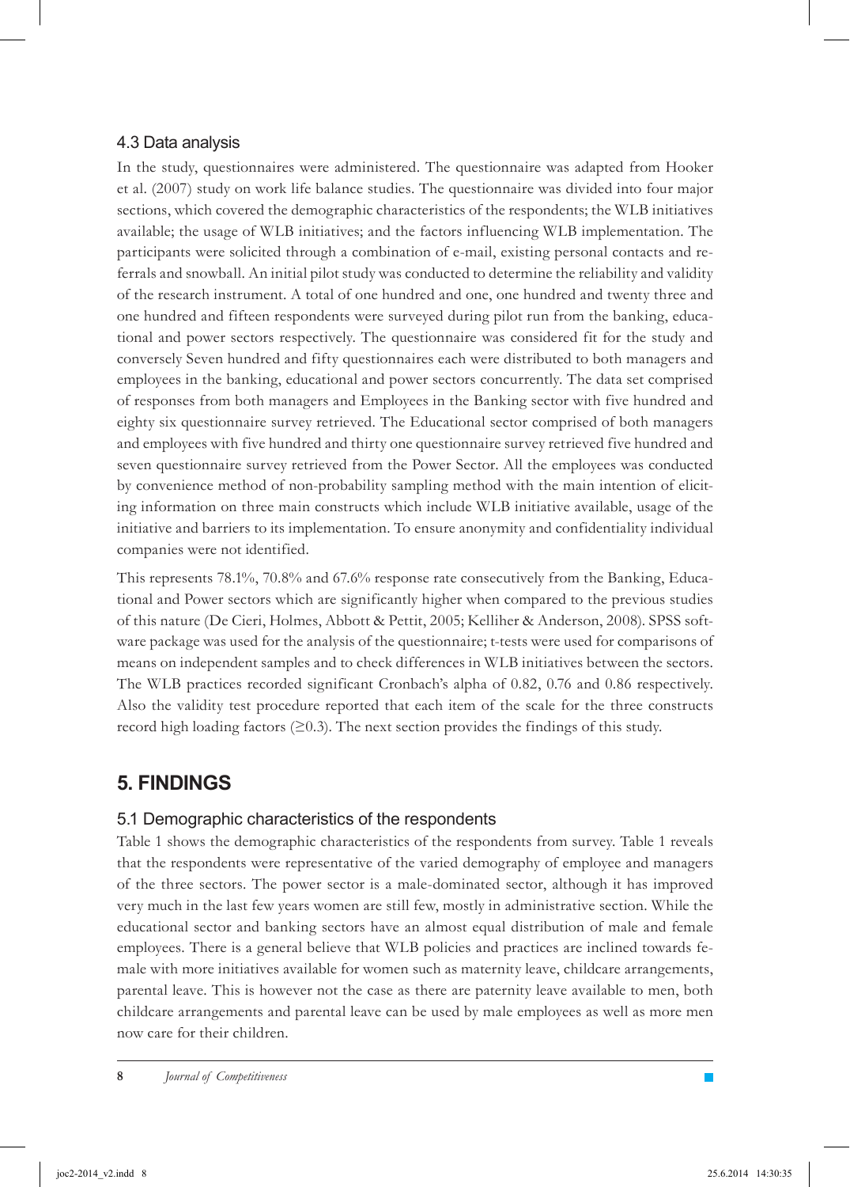### 4.3 Data analysis

In the study, questionnaires were administered. The questionnaire was adapted from Hooker et al. (2007) study on work life balance studies. The questionnaire was divided into four major sections, which covered the demographic characteristics of the respondents; the WLB initiatives available; the usage of WLB initiatives; and the factors influencing WLB implementation. The participants were solicited through a combination of e-mail, existing personal contacts and referrals and snowball. An initial pilot study was conducted to determine the reliability and validity of the research instrument. A total of one hundred and one, one hundred and twenty three and one hundred and fifteen respondents were surveyed during pilot run from the banking, educational and power sectors respectively. The questionnaire was considered fit for the study and conversely Seven hundred and fifty questionnaires each were distributed to both managers and employees in the banking, educational and power sectors concurrently. The data set comprised of responses from both managers and Employees in the Banking sector with five hundred and eighty six questionnaire survey retrieved. The Educational sector comprised of both managers and employees with five hundred and thirty one questionnaire survey retrieved five hundred and seven questionnaire survey retrieved from the Power Sector. All the employees was conducted by convenience method of non-probability sampling method with the main intention of eliciting information on three main constructs which include WLB initiative available, usage of the initiative and barriers to its implementation. To ensure anonymity and confidentiality individual companies were not identified.

This represents 78.1%, 70.8% and 67.6% response rate consecutively from the Banking, Educational and Power sectors which are significantly higher when compared to the previous studies of this nature (De Cieri, Holmes, Abbott & Pettit, 2005; Kelliher & Anderson, 2008). SPSS software package was used for the analysis of the questionnaire; t-tests were used for comparisons of means on independent samples and to check differences in WLB initiatives between the sectors. The WLB practices recorded significant Cronbach's alpha of 0.82, 0.76 and 0.86 respectively. Also the validity test procedure reported that each item of the scale for the three constructs record high loading factors (≥0.3). The next section provides the findings of this study.

## 5. FINDINGS

### 5.1 Demographic characteristics of the respondents

Table 1 shows the demographic characteristics of the respondents from survey. Table 1 reveals that the respondents were representative of the varied demography of employee and managers of the three sectors. The power sector is a male-dominated sector, although it has improved very much in the last few years women are still few, mostly in administrative section. While the educational sector and banking sectors have an almost equal distribution of male and female employees. There is a general believe that WLB policies and practices are inclined towards female with more initiatives available for women such as maternity leave, childcare arrangements, parental leave. This is however not the case as there are paternity leave available to men, both childcare arrangements and parental leave can be used by male employees as well as more men now care for their children.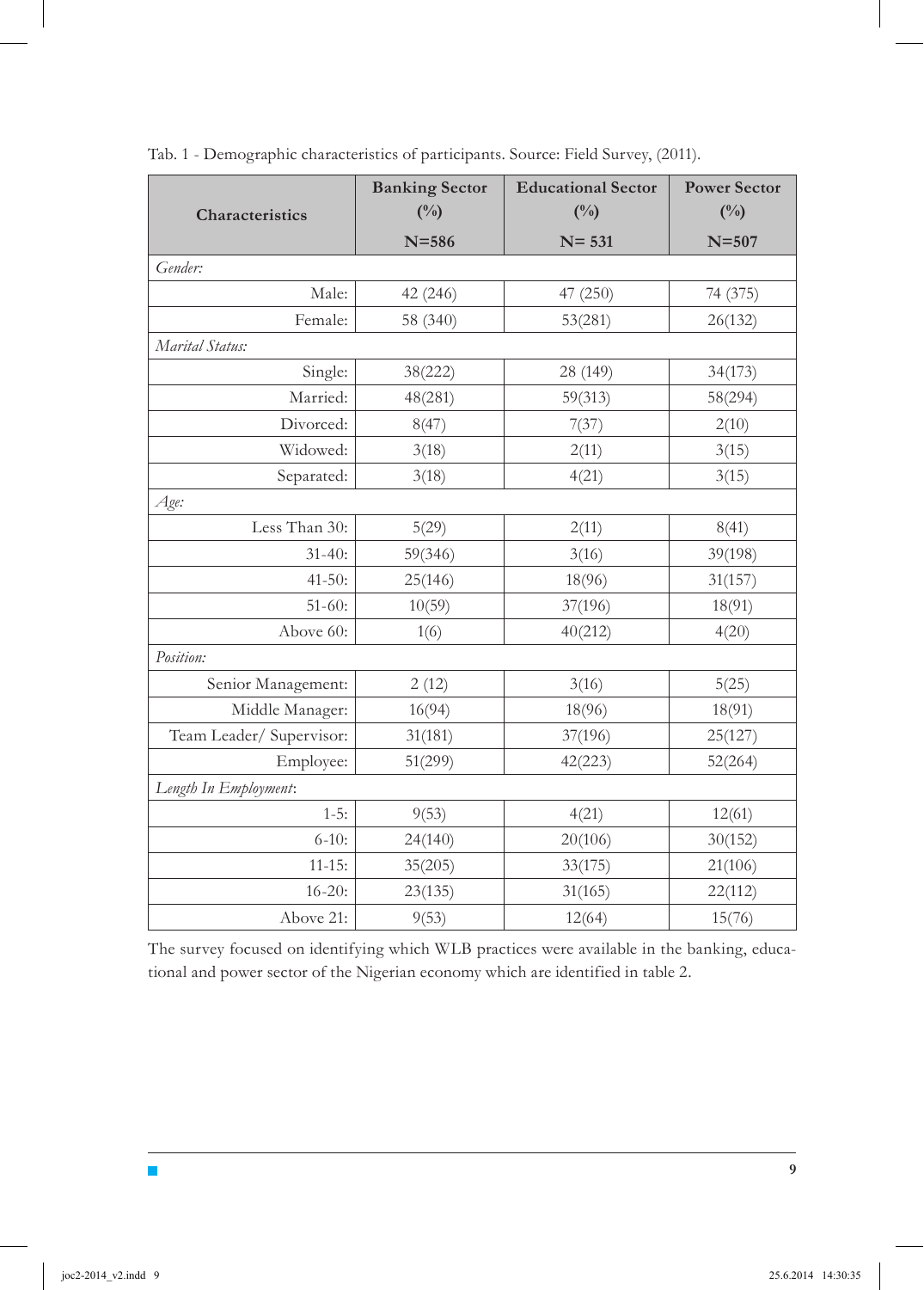Tab. 1 - Demographic characteristics of participants. Source: Field Survey, (2011).

| Characteristics | Banking Sector (%) N=586 | Educational Sector (%) N= 531 | Power Sector (%) N=507 |
|---|---|---|---|
| *Gender:* | | | |
| Male: | 42 (246) | 47 (250) | 74 (375) |
| Female: | 58 (340) | 53(281) | 26(132) |
| *Marital Status:* | | | |
| Single: | 38(222) | 28 (149) | 34(173) |
| Married: | 48(281) | 59(313) | 58(294) |
| Divorced: | 8(47) | 7(37) | 2(10) |
| Widowed: | 3(18) | 2(11) | 3(15) |
| Separated: | 3(18) | 4(21) | 3(15) |
| *Age:* | | | |
| Less Than 30: | 5(29) | 2(11) | 8(41) |
| 31-40: | 59(346) | 3(16) | 39(198) |
| 41-50: | 25(146) | 18(96) | 31(157) |
| 51-60: | 10(59) | 37(196) | 18(91) |
| Above 60: | 1(6) | 40(212) | 4(20) |
| *Position:* | | | |
| Senior Management: | 2 (12) | 3(16) | 5(25) |
| Middle Manager: | 16(94) | 18(96) | 18(91) |
| Team Leader/ Supervisor: | 31(181) | 37(196) | 25(127) |
| Employee: | 51(299) | 42(223) | 52(264) |
| *Length In Employment*: | | | |
| 1-5: | 9(53) | 4(21) | 12(61) |
| 6-10: | 24(140) | 20(106) | 30(152) |
| 11-15: | 35(205) | 33(175) | 21(106) |
| 16-20: | 23(135) | 31(165) | 22(112) |
| Above 21: | 9(53) | 12(64) | 15(76) |

The survey focused on identifying which WLB practices were available in the banking, educational and power sector of the Nigerian economy which are identified in table 2.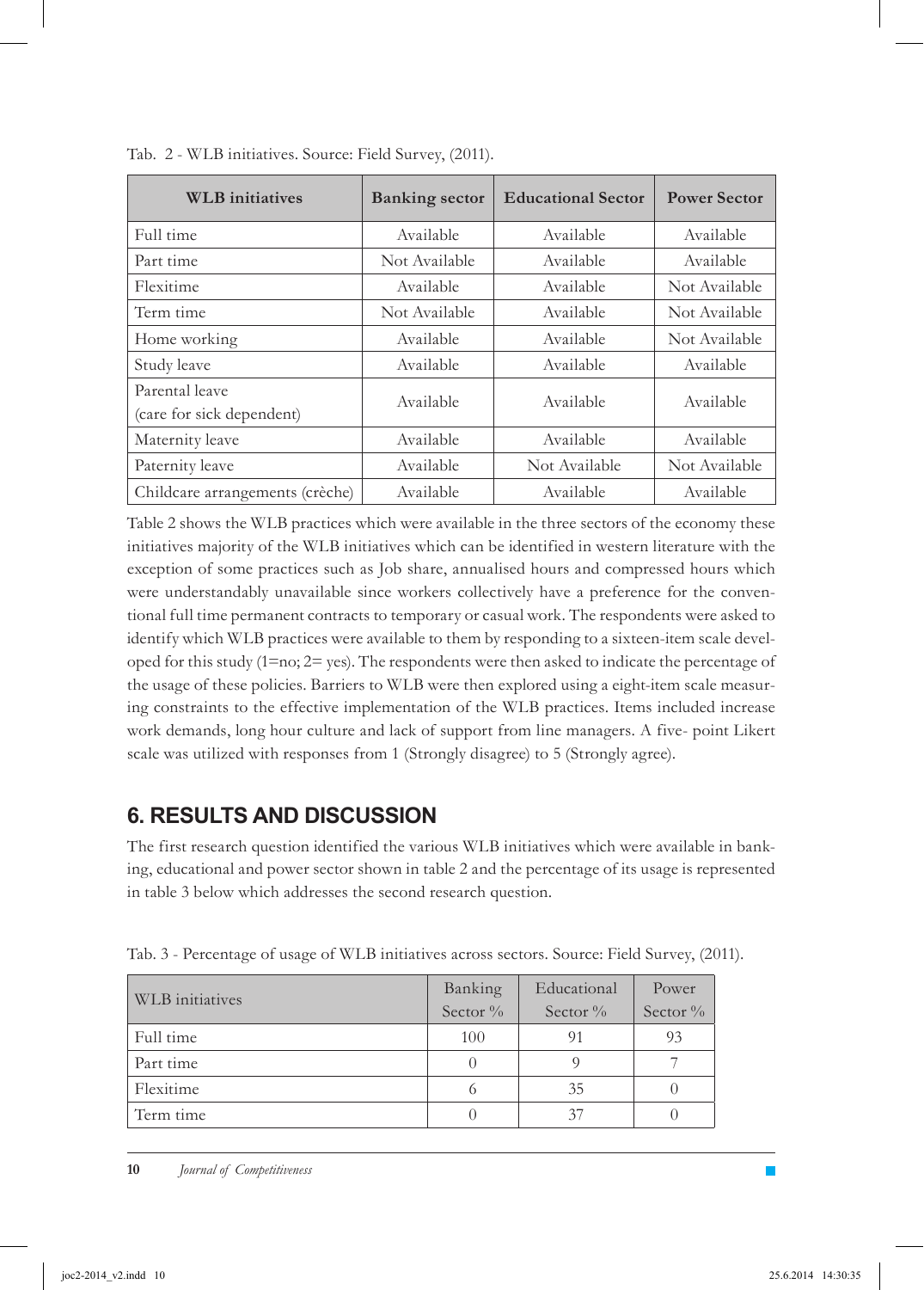Tab. 2 - WLB initiatives. Source: Field Survey, (2011).

| WLB initiatives | Banking sector | Educational Sector | Power Sector |
|---|---|---|---|
| Full time | Available | Available | Available |
| Part time | Not Available | Available | Available |
| Flexitime | Available | Available | Not Available |
| Term time | Not Available | Available | Not Available |
| Home working | Available | Available | Not Available |
| Study leave | Available | Available | Available |
| Parental leave (care for sick dependent) | Available | Available | Available |
| Maternity leave | Available | Available | Available |
| Paternity leave | Available | Not Available | Not Available |
| Childcare arrangements (crèche) | Available | Available | Available |

Table 2 shows the WLB practices which were available in the three sectors of the economy these initiatives majority of the WLB initiatives which can be identified in western literature with the exception of some practices such as Job share, annualised hours and compressed hours which were understandably unavailable since workers collectively have a preference for the conventional full time permanent contracts to temporary or casual work. The respondents were asked to identify which WLB practices were available to them by responding to a sixteen-item scale developed for this study (1=no; 2= yes). The respondents were then asked to indicate the percentage of the usage of these policies. Barriers to WLB were then explored using a eight-item scale measuring constraints to the effective implementation of the WLB practices. Items included increase work demands, long hour culture and lack of support from line managers. A five- point Likert scale was utilized with responses from 1 (Strongly disagree) to 5 (Strongly agree).

## 6. RESULTS AND DISCUSSION

The first research question identified the various WLB initiatives which were available in banking, educational and power sector shown in table 2 and the percentage of its usage is represented in table 3 below which addresses the second research question.

Tab. 3 - Percentage of usage of WLB initiatives across sectors. Source: Field Survey, (2011).

| WLB initiatives | Banking Sector % | Educational Sector % | Power Sector % |
|---|---|---|---|
| Full time | 100 | 91 | 93 |
| Part time | 0 | 9 | 7 |
| Flexitime | 6 | 35 | 0 |
| Term time | 0 | 37 | 0 |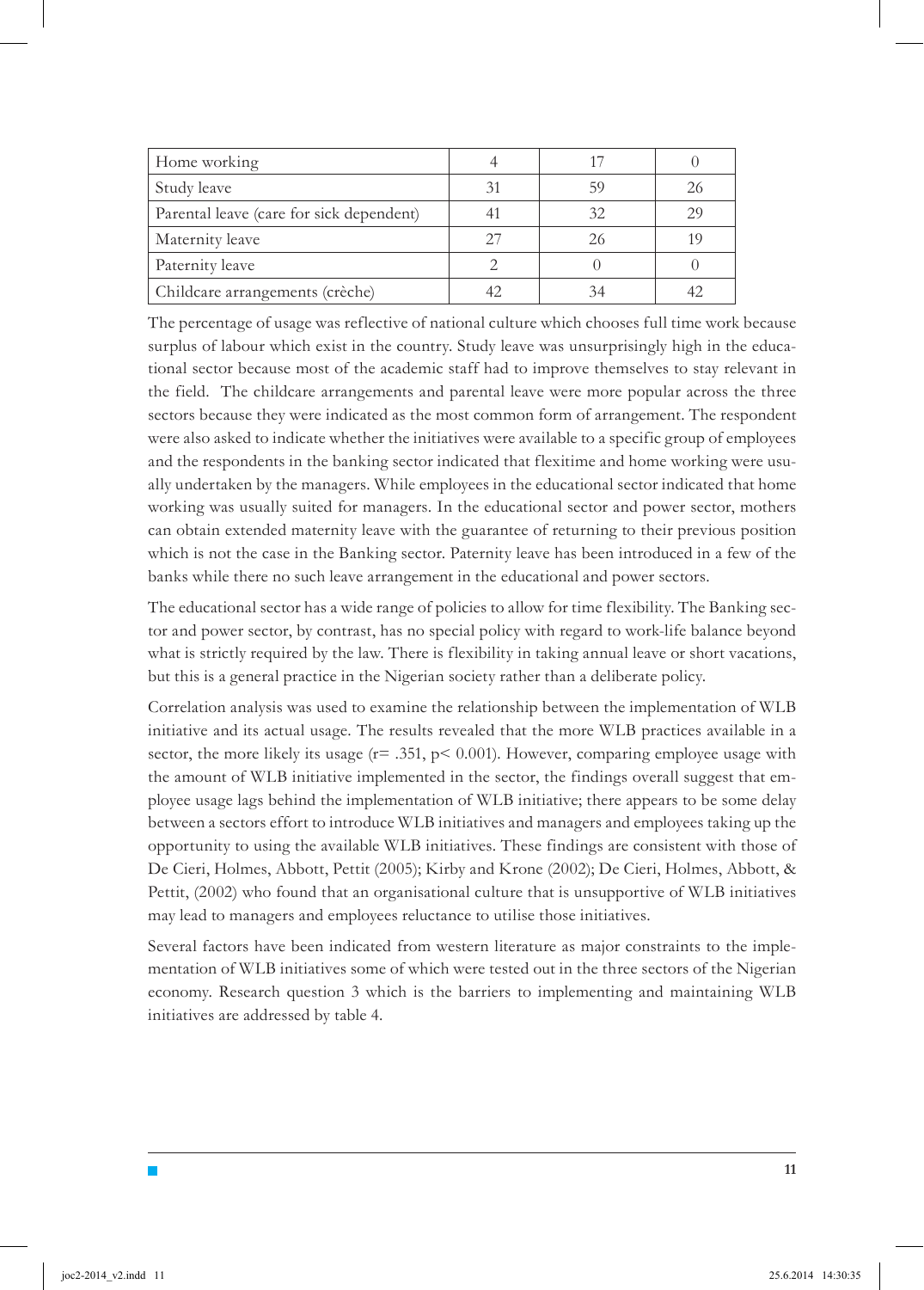| | | | |
|---|---|---|---|
| Home working | 4 | 17 | 0 |
| Study leave | 31 | 59 | 26 |
| Parental leave (care for sick dependent) | 41 | 32 | 29 |
| Maternity leave | 27 | 26 | 19 |
| Paternity leave | 2 | 0 | 0 |
| Childcare arrangements (crèche) | 42 | 34 | 42 |

The percentage of usage was reflective of national culture which chooses full time work because surplus of labour which exist in the country. Study leave was unsurprisingly high in the educational sector because most of the academic staff had to improve themselves to stay relevant in the field. The childcare arrangements and parental leave were more popular across the three sectors because they were indicated as the most common form of arrangement. The respondent were also asked to indicate whether the initiatives were available to a specific group of employees and the respondents in the banking sector indicated that flexitime and home working were usually undertaken by the managers. While employees in the educational sector indicated that home working was usually suited for managers. In the educational sector and power sector, mothers can obtain extended maternity leave with the guarantee of returning to their previous position which is not the case in the Banking sector. Paternity leave has been introduced in a few of the banks while there no such leave arrangement in the educational and power sectors.

The educational sector has a wide range of policies to allow for time flexibility. The Banking sector and power sector, by contrast, has no special policy with regard to work-life balance beyond what is strictly required by the law. There is flexibility in taking annual leave or short vacations, but this is a general practice in the Nigerian society rather than a deliberate policy.

Correlation analysis was used to examine the relationship between the implementation of WLB initiative and its actual usage. The results revealed that the more WLB practices available in a sector, the more likely its usage ($r = .351$, $p < 0.001$). However, comparing employee usage with the amount of WLB initiative implemented in the sector, the findings overall suggest that employee usage lags behind the implementation of WLB initiative; there appears to be some delay between a sectors effort to introduce WLB initiatives and managers and employees taking up the opportunity to using the available WLB initiatives. These findings are consistent with those of De Cieri, Holmes, Abbott, Pettit (2005); Kirby and Krone (2002); De Cieri, Holmes, Abbott, & Pettit, (2002) who found that an organisational culture that is unsupportive of WLB initiatives may lead to managers and employees reluctance to utilise those initiatives.

Several factors have been indicated from western literature as major constraints to the implementation of WLB initiatives some of which were tested out in the three sectors of the Nigerian economy. Research question 3 which is the barriers to implementing and maintaining WLB initiatives are addressed by table 4.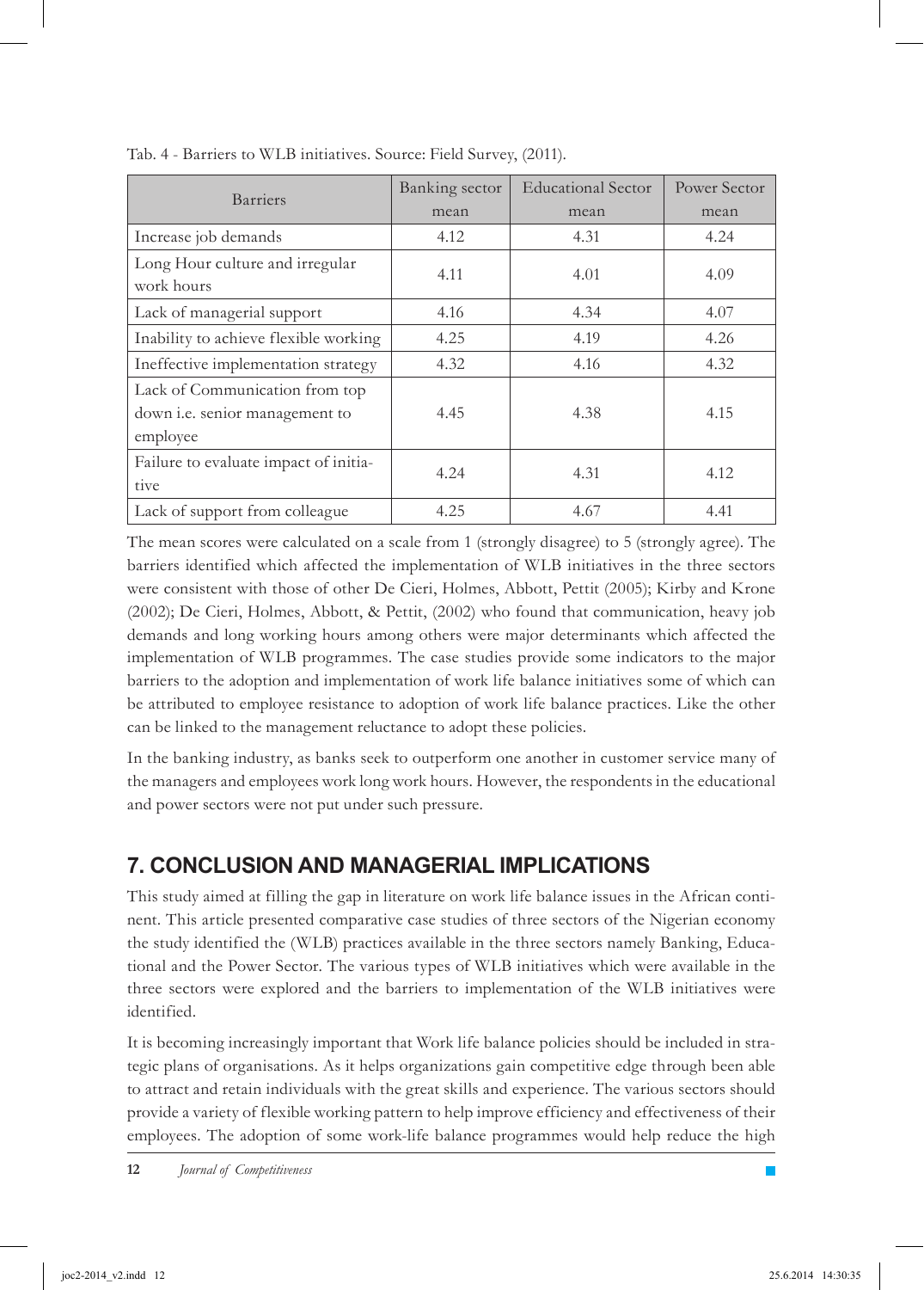Tab. 4 - Barriers to WLB initiatives. Source: Field Survey, (2011).

| Barriers | Banking sector mean | Educational Sector mean | Power Sector mean |
|---|---|---|---|
| Increase job demands | 4.12 | 4.31 | 4.24 |
| Long Hour culture and irregular work hours | 4.11 | 4.01 | 4.09 |
| Lack of managerial support | 4.16 | 4.34 | 4.07 |
| Inability to achieve flexible working | 4.25 | 4.19 | 4.26 |
| Ineffective implementation strategy | 4.32 | 4.16 | 4.32 |
| Lack of Communication from top down i.e. senior management to employee | 4.45 | 4.38 | 4.15 |
| Failure to evaluate impact of initiative | 4.24 | 4.31 | 4.12 |
| Lack of support from colleague | 4.25 | 4.67 | 4.41 |

The mean scores were calculated on a scale from 1 (strongly disagree) to 5 (strongly agree). The barriers identified which affected the implementation of WLB initiatives in the three sectors were consistent with those of other De Cieri, Holmes, Abbott, Pettit (2005); Kirby and Krone (2002); De Cieri, Holmes, Abbott, & Pettit, (2002) who found that communication, heavy job demands and long working hours among others were major determinants which affected the implementation of WLB programmes. The case studies provide some indicators to the major barriers to the adoption and implementation of work life balance initiatives some of which can be attributed to employee resistance to adoption of work life balance practices. Like the other can be linked to the management reluctance to adopt these policies.

In the banking industry, as banks seek to outperform one another in customer service many of the managers and employees work long work hours. However, the respondents in the educational and power sectors were not put under such pressure.

## 7. CONCLUSION AND MANAGERIAL IMPLICATIONS

This study aimed at filling the gap in literature on work life balance issues in the African continent. This article presented comparative case studies of three sectors of the Nigerian economy the study identified the (WLB) practices available in the three sectors namely Banking, Educational and the Power Sector. The various types of WLB initiatives which were available in the three sectors were explored and the barriers to implementation of the WLB initiatives were identified.

It is becoming increasingly important that Work life balance policies should be included in strategic plans of organisations. As it helps organizations gain competitive edge through been able to attract and retain individuals with the great skills and experience. The various sectors should provide a variety of flexible working pattern to help improve efficiency and effectiveness of their employees. The adoption of some work-life balance programmes would help reduce the high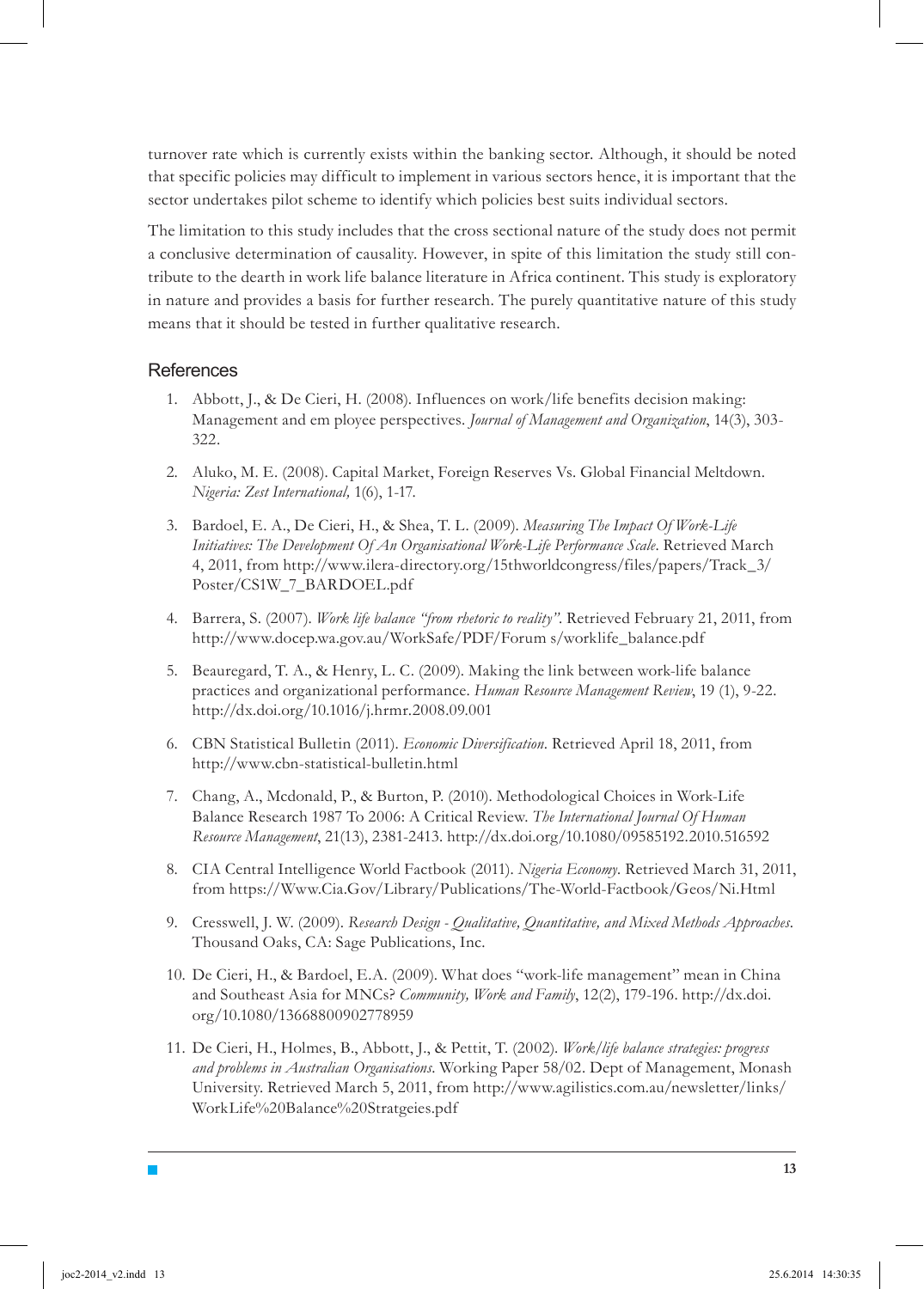turnover rate which is currently exists within the banking sector. Although, it should be noted that specific policies may difficult to implement in various sectors hence, it is important that the sector undertakes pilot scheme to identify which policies best suits individual sectors.

The limitation to this study includes that the cross sectional nature of the study does not permit a conclusive determination of causality. However, in spite of this limitation the study still contribute to the dearth in work life balance literature in Africa continent. This study is exploratory in nature and provides a basis for further research. The purely quantitative nature of this study means that it should be tested in further qualitative research.

## References

1. Abbott, J., & De Cieri, H. (2008). Influences on work/life benefits decision making: Management and em ployee perspectives. *Journal of Management and Organization*, 14(3), 303-322.

2. Aluko, M. E. (2008). Capital Market, Foreign Reserves Vs. Global Financial Meltdown. *Nigeria: Zest International,* 1(6), 1-17.

3. Bardoel, E. A., De Cieri, H., & Shea, T. L. (2009). *Measuring The Impact Of Work-Life Initiatives: The Development Of An Organisational Work-Life Performance Scale*. Retrieved March 4, 2011, from http://www.ilera-directory.org/15thworldcongress/files/papers/Track_3/Poster/CS1W_7_BARDOEL.pdf

4. Barrera, S. (2007). *Work life balance "from rhetoric to reality"*. Retrieved February 21, 2011, from http://www.docep.wa.gov.au/WorkSafe/PDF/Forum s/worklife_balance.pdf

5. Beauregard, T. A., & Henry, L. C. (2009). Making the link between work-life balance practices and organizational performance. *Human Resource Management Review*, 19 (1), 9-22. http://dx.doi.org/10.1016/j.hrmr.2008.09.001

6. CBN Statistical Bulletin (2011). *Economic Diversification*. Retrieved April 18, 2011, from http://www.cbn-statistical-bulletin.html

7. Chang, A., Mcdonald, P., & Burton, P. (2010). Methodological Choices in Work-Life Balance Research 1987 To 2006: A Critical Review. *The International Journal Of Human Resource Management*, 21(13), 2381-2413. http://dx.doi.org/10.1080/09585192.2010.516592

8. CIA Central Intelligence World Factbook (2011). *Nigeria Economy*. Retrieved March 31, 2011, from https://Www.Cia.Gov/Library/Publications/The-World-Factbook/Geos/Ni.Html

9. Cresswell, J. W. (2009). *Research Design - Qualitative, Quantitative, and Mixed Methods Approaches*. Thousand Oaks, CA: Sage Publications, Inc.

10. De Cieri, H., & Bardoel, E.A. (2009). What does "work-life management" mean in China and Southeast Asia for MNCs? *Community, Work and Family*, 12(2), 179-196. http://dx.doi.org/10.1080/13668800902778959

11. De Cieri, H., Holmes, B., Abbott, J., & Pettit, T. (2002). *Work/life balance strategies: progress and problems in Australian Organisations*. Working Paper 58/02. Dept of Management, Monash University. Retrieved March 5, 2011, from http://www.agilistics.com.au/newsletter/links/WorkLife%20Balance%20Stratgeies.pdf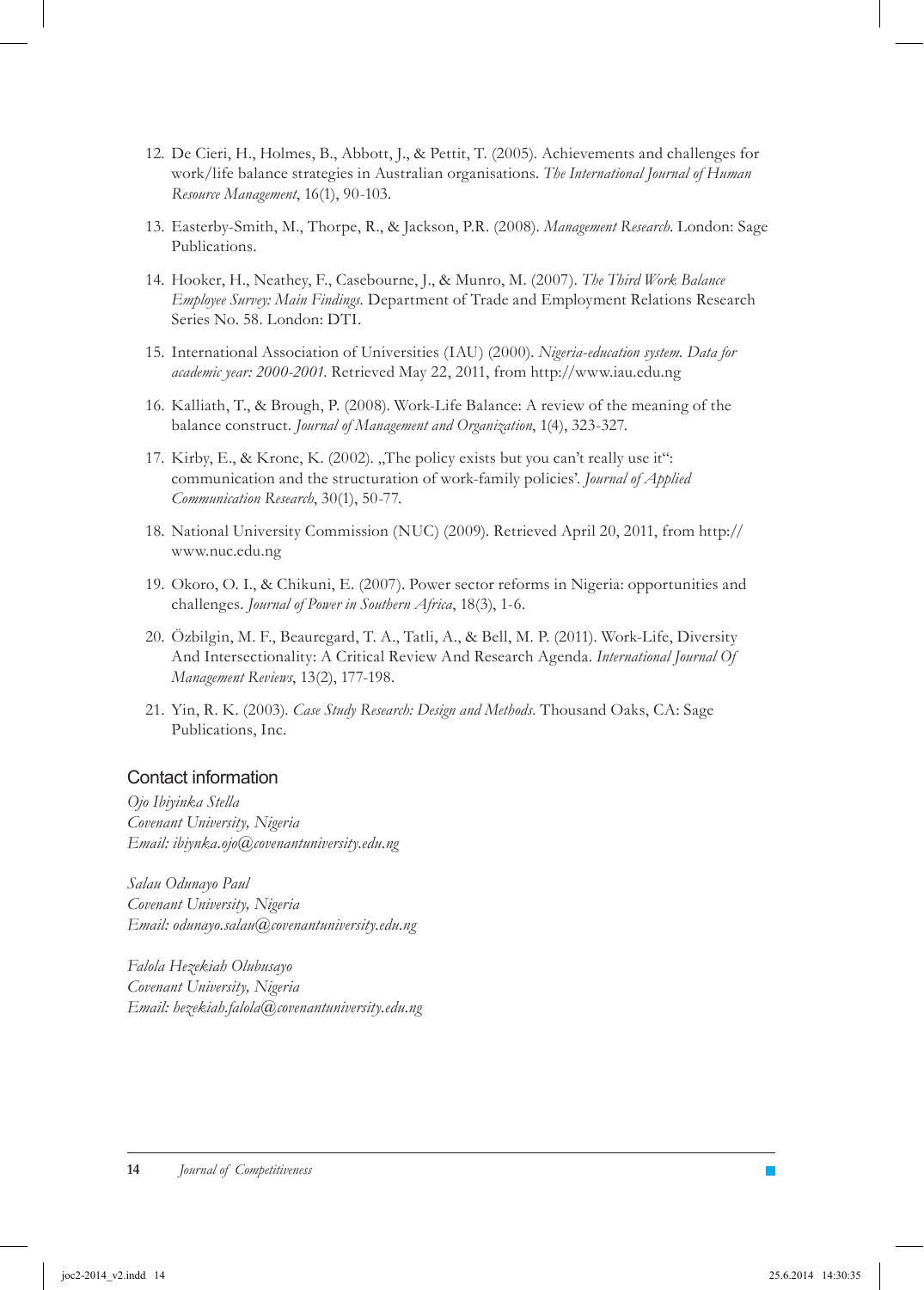12. De Cieri, H., Holmes, B., Abbott, J., & Pettit, T. (2005). Achievements and challenges for work/life balance strategies in Australian organisations. *The International Journal of Human Resource Management*, 16(1), 90-103.
13. Easterby-Smith, M., Thorpe, R., & Jackson, P.R. (2008). *Management Research*. London: Sage Publications.
14. Hooker, H., Neathey, F., Casebourne, J., & Munro, M. (2007). *The Third Work Balance Employee Survey: Main Findings.* Department of Trade and Employment Relations Research Series No. 58. London: DTI.
15. International Association of Universities (IAU) (2000). *Nigeria-education system. Data for academic year: 2000-2001.* Retrieved May 22, 2011, from http://www.iau.edu.ng
16. Kalliath, T., & Brough, P. (2008). Work-Life Balance: A review of the meaning of the balance construct. *Journal of Management and Organization*, 1(4), 323-327.
17. Kirby, E., & Krone, K. (2002). „The policy exists but you can't really use it": communication and the structuration of work-family policies'. *Journal of Applied Communication Research*, 30(1), 50-77.
18. National University Commission (NUC) (2009). Retrieved April 20, 2011, from http://www.nuc.edu.ng
19. Okoro, O. I., & Chikuni, E. (2007). Power sector reforms in Nigeria: opportunities and challenges. *Journal of Power in Southern Africa*, 18(3), 1-6.
20. Özbilgin, M. F., Beauregard, T. A., Tatli, A., & Bell, M. P. (2011). Work-Life, Diversity And Intersectionality: A Critical Review And Research Agenda. *International Journal Of Management Reviews*, 13(2), 177-198.
21. Yin, R. K. (2003). *Case Study Research: Design and Methods*. Thousand Oaks, CA: Sage Publications, Inc.

## Contact information

*Ojo Ibiyinka Stella*
*Covenant University, Nigeria*
*Email: ibiynka.ojo@covenantuniversity.edu.ng*

*Salau Odunayo Paul*
*Covenant University, Nigeria*
*Email: odunayo.salau@covenantuniversity.edu.ng*

*Falola Hezekiah Olubusayo*
*Covenant University, Nigeria*
*Email: hezekiah.falola@covenantuniversity.edu.ng*